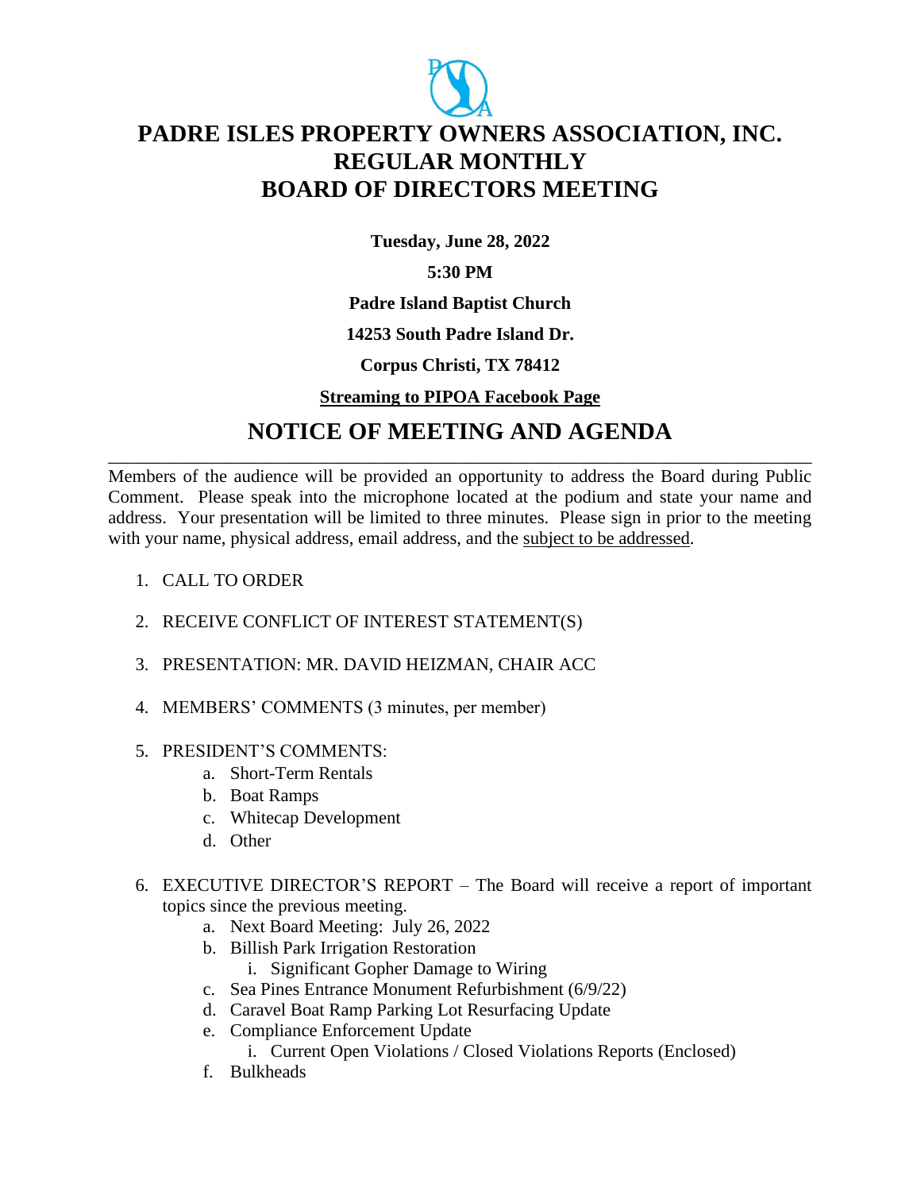# PADRE ISLES PROPERTY OWNERS ASSOCIATION, INC.
# REGULAR MONTHLY
# BOARD OF DIRECTORS MEETING

**Tuesday, June 28, 2022**

**5:30 PM**

**Padre Island Baptist Church**

**14253 South Padre Island Dr.**

**Corpus Christi, TX 78412**

**Streaming to PIPOA Facebook Page**

## NOTICE OF MEETING AND AGENDA

---

Members of the audience will be provided an opportunity to address the Board during Public Comment. Please speak into the microphone located at the podium and state your name and address. Your presentation will be limited to three minutes. Please sign in prior to the meeting with your name, physical address, email address, and the subject to be addressed.

1. CALL TO ORDER
2. RECEIVE CONFLICT OF INTEREST STATEMENT(S)
3. PRESENTATION: MR. DAVID HEIZMAN, CHAIR ACC
4. MEMBERS' COMMENTS (3 minutes, per member)
5. PRESIDENT'S COMMENTS:
   a. Short-Term Rentals
   b. Boat Ramps
   c. Whitecap Development
   d. Other
6. EXECUTIVE DIRECTOR'S REPORT – The Board will receive a report of important topics since the previous meeting.
   a. Next Board Meeting: July 26, 2022
   b. Billish Park Irrigation Restoration
      i. Significant Gopher Damage to Wiring
   c. Sea Pines Entrance Monument Refurbishment (6/9/22)
   d. Caravel Boat Ramp Parking Lot Resurfacing Update
   e. Compliance Enforcement Update
      i. Current Open Violations / Closed Violations Reports (Enclosed)
   f. Bulkheads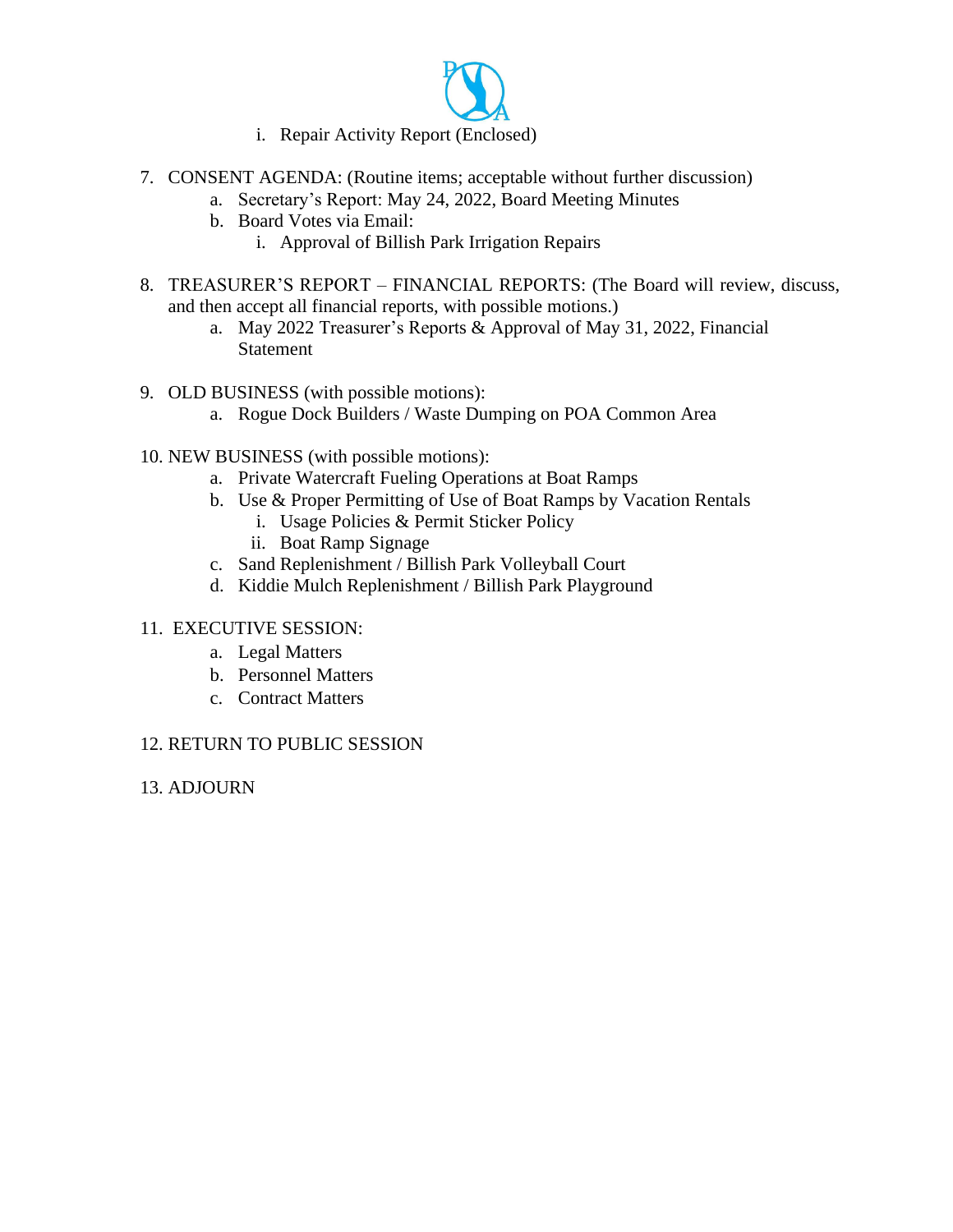i. Repair Activity Report (Enclosed)

7. CONSENT AGENDA: (Routine items; acceptable without further discussion)
    a. Secretary's Report: May 24, 2022, Board Meeting Minutes
    b. Board Votes via Email:
        i. Approval of Billish Park Irrigation Repairs

8. TREASURER'S REPORT – FINANCIAL REPORTS: (The Board will review, discuss, and then accept all financial reports, with possible motions.)
    a. May 2022 Treasurer's Reports & Approval of May 31, 2022, Financial Statement

9. OLD BUSINESS (with possible motions):
    a. Rogue Dock Builders / Waste Dumping on POA Common Area

10. NEW BUSINESS (with possible motions):
    a. Private Watercraft Fueling Operations at Boat Ramps
    b. Use & Proper Permitting of Use of Boat Ramps by Vacation Rentals
        i. Usage Policies & Permit Sticker Policy
        ii. Boat Ramp Signage
    c. Sand Replenishment / Billish Park Volleyball Court
    d. Kiddie Mulch Replenishment / Billish Park Playground

11. EXECUTIVE SESSION:
    a. Legal Matters
    b. Personnel Matters
    c. Contract Matters

12. RETURN TO PUBLIC SESSION

13. ADJOURN